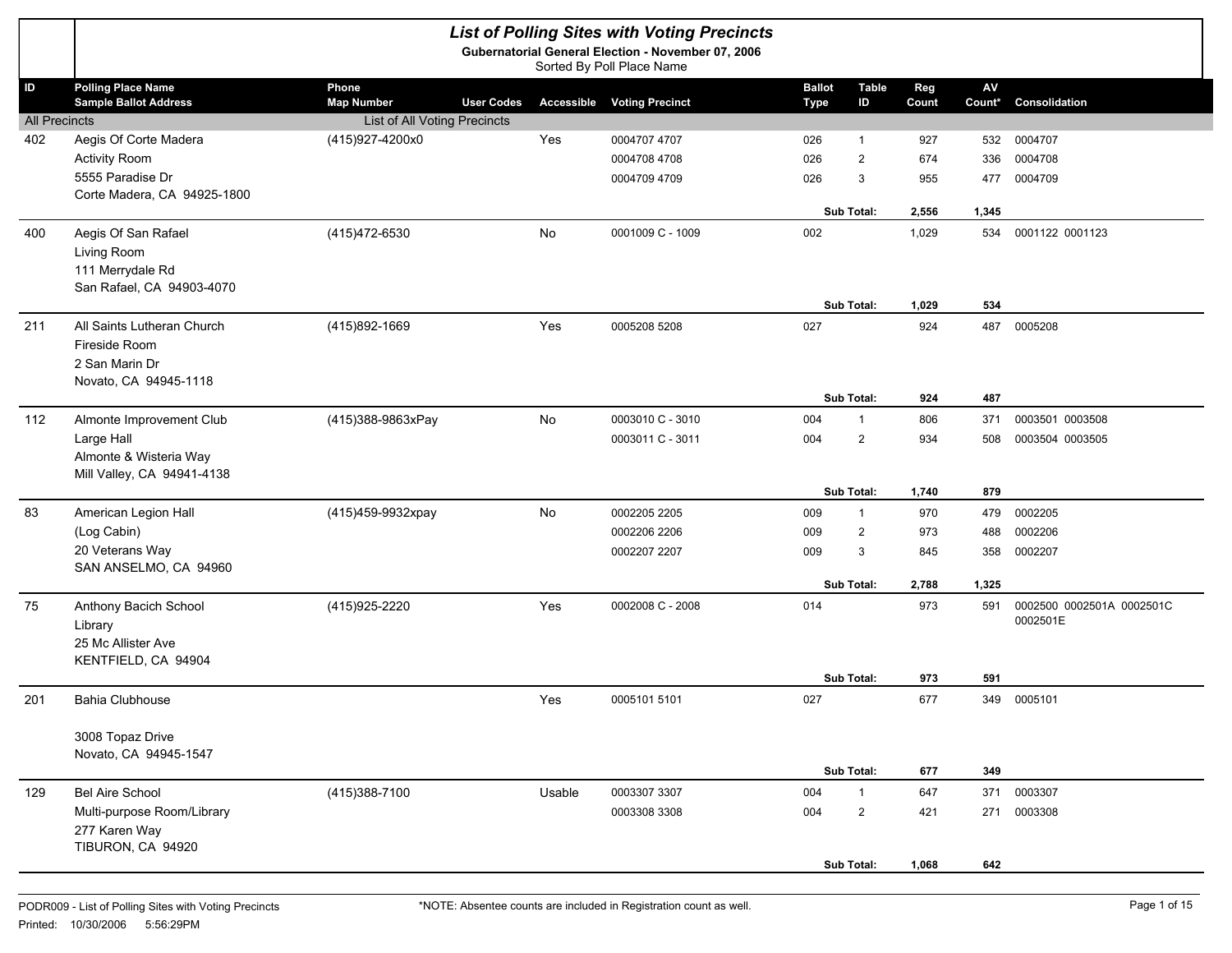# List of Polling Sites with Voting Precincts

**Gubernatorial General Election - November 07, 2006**

Sorted By Poll Place Name

| ID | Polling Place Name / Sample Ballot Address | Phone / Map Number | User Codes | Accessible | Voting Precinct | Ballot Type | Table ID | Reg Count | AV Count* | Consolidation |
|---|---|---|---|---|---|---|---|---|---|---|
| All Precincts | | List of All Voting Precincts | | | | | | | | |
| 402 | Aegis Of Corte Madera | (415)927-4200x0 | | Yes | 0004707 4707 | 026 | 1 | 927 | 532 | 0004707 |
| | Activity Room | | | | 0004708 4708 | 026 | 2 | 674 | 336 | 0004708 |
| | 5555 Paradise Dr | | | | 0004709 4709 | 026 | 3 | 955 | 477 | 0004709 |
| | Corte Madera, CA 94925-1800 | | | | | | | | | |
| | | | | | | | Sub Total: | 2,556 | 1,345 | |
| 400 | Aegis Of San Rafael | (415)472-6530 | | No | 0001009 C - 1009 | 002 | | 1,029 | 534 | 0001122 0001123 |
| | Living Room | | | | | | | | | |
| | 111 Merrydale Rd | | | | | | | | | |
| | San Rafael, CA 94903-4070 | | | | | | | | | |
| | | | | | | | Sub Total: | 1,029 | 534 | |
| 211 | All Saints Lutheran Church | (415)892-1669 | | Yes | 0005208 5208 | 027 | | 924 | 487 | 0005208 |
| | Fireside Room | | | | | | | | | |
| | 2 San Marin Dr | | | | | | | | | |
| | Novato, CA 94945-1118 | | | | | | | | | |
| | | | | | | | Sub Total: | 924 | 487 | |
| 112 | Almonte Improvement Club | (415)388-9863xPay | | No | 0003010 C - 3010 | 004 | 1 | 806 | 371 | 0003501 0003508 |
| | Large Hall | | | | 0003011 C - 3011 | 004 | 2 | 934 | 508 | 0003504 0003505 |
| | Almonte & Wisteria Way | | | | | | | | | |
| | Mill Valley, CA 94941-4138 | | | | | | | | | |
| | | | | | | | Sub Total: | 1,740 | 879 | |
| 83 | American Legion Hall | (415)459-9932xpay | | No | 0002205 2205 | 009 | 1 | 970 | 479 | 0002205 |
| | (Log Cabin) | | | | 0002206 2206 | 009 | 2 | 973 | 488 | 0002206 |
| | 20 Veterans Way | | | | 0002207 2207 | 009 | 3 | 845 | 358 | 0002207 |
| | SAN ANSELMO, CA 94960 | | | | | | | | | |
| | | | | | | | Sub Total: | 2,788 | 1,325 | |
| 75 | Anthony Bacich School | (415)925-2220 | | Yes | 0002008 C - 2008 | 014 | | 973 | 591 | 0002500 0002501A 0002501C 0002501E |
| | Library | | | | | | | | | |
| | 25 Mc Allister Ave | | | | | | | | | |
| | KENTFIELD, CA 94904 | | | | | | | | | |
| | | | | | | | Sub Total: | 973 | 591 | |
| 201 | Bahia Clubhouse | | | Yes | 0005101 5101 | 027 | | 677 | 349 | 0005101 |
| | 3008 Topaz Drive | | | | | | | | | |
| | Novato, CA 94945-1547 | | | | | | | | | |
| | | | | | | | Sub Total: | 677 | 349 | |
| 129 | Bel Aire School | (415)388-7100 | | Usable | 0003307 3307 | 004 | 1 | 647 | 371 | 0003307 |
| | Multi-purpose Room/Library | | | | 0003308 3308 | 004 | 2 | 421 | 271 | 0003308 |
| | 277 Karen Way | | | | | | | | | |
| | TIBURON, CA 94920 | | | | | | | | | |
| | | | | | | | Sub Total: | 1,068 | 642 | |

PODR009 - List of Polling Sites with Voting Precincts

Printed: 10/30/2006 5:56:29PM

*NOTE: Absentee counts are included in Registration count as well.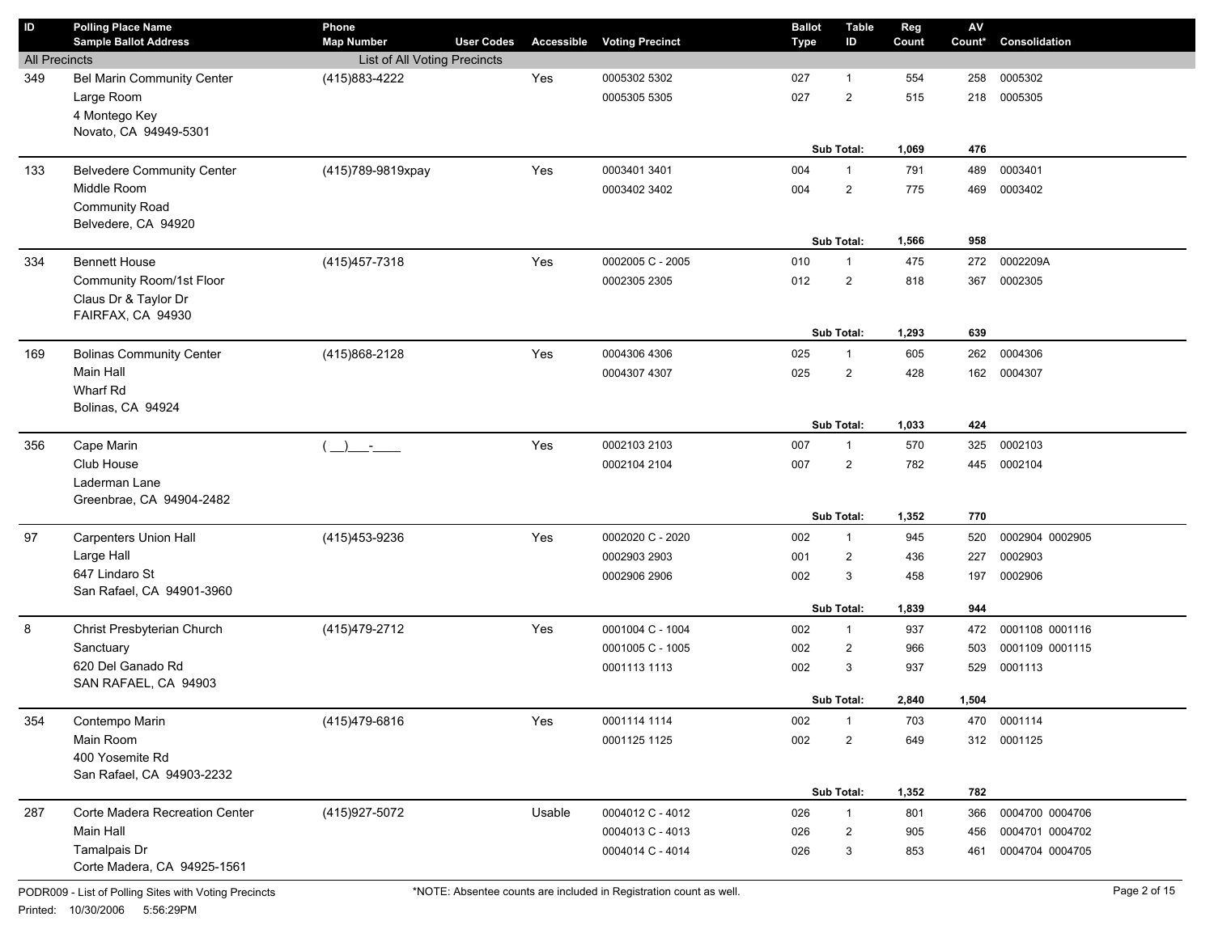| ID | Polling Place Name / Sample Ballot Address | Phone / Map Number | User Codes | Accessible | Voting Precinct | Ballot Type | Table ID | Reg Count | AV Count* | Consolidation |
|---|---|---|---|---|---|---|---|---|---|---|
| All Precincts | | List of All Voting Precincts | | | | | | | | |
| 349 | Bel Marin Community Center | (415)883-4222 | | Yes | 0005302 5302 | 027 | 1 | 554 | 258 | 0005302 |
| | Large Room | | | | 0005305 5305 | 027 | 2 | 515 | 218 | 0005305 |
| | 4 Montego Key | | | | | | | | | |
| | Novato, CA 94949-5301 | | | | | | | | | |
| | | | | | | Sub Total: | | 1,069 | 476 | |
| 133 | Belvedere Community Center | (415)789-9819xpay | | Yes | 0003401 3401 | 004 | 1 | 791 | 489 | 0003401 |
| | Middle Room | | | | 0003402 3402 | 004 | 2 | 775 | 469 | 0003402 |
| | Community Road | | | | | | | | | |
| | Belvedere, CA 94920 | | | | | | | | | |
| | | | | | | Sub Total: | | 1,566 | 958 | |
| 334 | Bennett House | (415)457-7318 | | Yes | 0002005 C - 2005 | 010 | 1 | 475 | 272 | 0002209A |
| | Community Room/1st Floor | | | | 0002305 2305 | 012 | 2 | 818 | 367 | 0002305 |
| | Claus Dr & Taylor Dr | | | | | | | | | |
| | FAIRFAX, CA 94930 | | | | | | | | | |
| | | | | | | Sub Total: | | 1,293 | 639 | |
| 169 | Bolinas Community Center | (415)868-2128 | | Yes | 0004306 4306 | 025 | 1 | 605 | 262 | 0004306 |
| | Main Hall | | | | 0004307 4307 | 025 | 2 | 428 | 162 | 0004307 |
| | Wharf Rd | | | | | | | | | |
| | Bolinas, CA 94924 | | | | | | | | | |
| | | | | | | Sub Total: | | 1,033 | 424 | |
| 356 | Cape Marin | ( __)___-____ | | Yes | 0002103 2103 | 007 | 1 | 570 | 325 | 0002103 |
| | Club House | | | | 0002104 2104 | 007 | 2 | 782 | 445 | 0002104 |
| | Laderman Lane | | | | | | | | | |
| | Greenbrae, CA 94904-2482 | | | | | | | | | |
| | | | | | | Sub Total: | | 1,352 | 770 | |
| 97 | Carpenters Union Hall | (415)453-9236 | | Yes | 0002020 C - 2020 | 002 | 1 | 945 | 520 | 0002904 0002905 |
| | Large Hall | | | | 0002903 2903 | 001 | 2 | 436 | 227 | 0002903 |
| | 647 Lindaro St | | | | 0002906 2906 | 002 | 3 | 458 | 197 | 0002906 |
| | San Rafael, CA 94901-3960 | | | | | | | | | |
| | | | | | | Sub Total: | | 1,839 | 944 | |
| 8 | Christ Presbyterian Church | (415)479-2712 | | Yes | 0001004 C - 1004 | 002 | 1 | 937 | 472 | 0001108 0001116 |
| | Sanctuary | | | | 0001005 C - 1005 | 002 | 2 | 966 | 503 | 0001109 0001115 |
| | 620 Del Ganado Rd | | | | 0001113 1113 | 002 | 3 | 937 | 529 | 0001113 |
| | SAN RAFAEL, CA 94903 | | | | | | | | | |
| | | | | | | Sub Total: | | 2,840 | 1,504 | |
| 354 | Contempo Marin | (415)479-6816 | | Yes | 0001114 1114 | 002 | 1 | 703 | 470 | 0001114 |
| | Main Room | | | | 0001125 1125 | 002 | 2 | 649 | 312 | 0001125 |
| | 400 Yosemite Rd | | | | | | | | | |
| | San Rafael, CA 94903-2232 | | | | | | | | | |
| | | | | | | Sub Total: | | 1,352 | 782 | |
| 287 | Corte Madera Recreation Center | (415)927-5072 | | Usable | 0004012 C - 4012 | 026 | 1 | 801 | 366 | 0004700 0004706 |
| | Main Hall | | | | 0004013 C - 4013 | 026 | 2 | 905 | 456 | 0004701 0004702 |
| | Tamalpais Dr | | | | 0004014 C - 4014 | 026 | 3 | 853 | 461 | 0004704 0004705 |
| | Corte Madera, CA 94925-1561 | | | | | | | | | |

PODR009 - List of Polling Sites with Voting Precincts

*NOTE: Absentee counts are included in Registration count as well.

Printed: 10/30/2006 5:56:29PM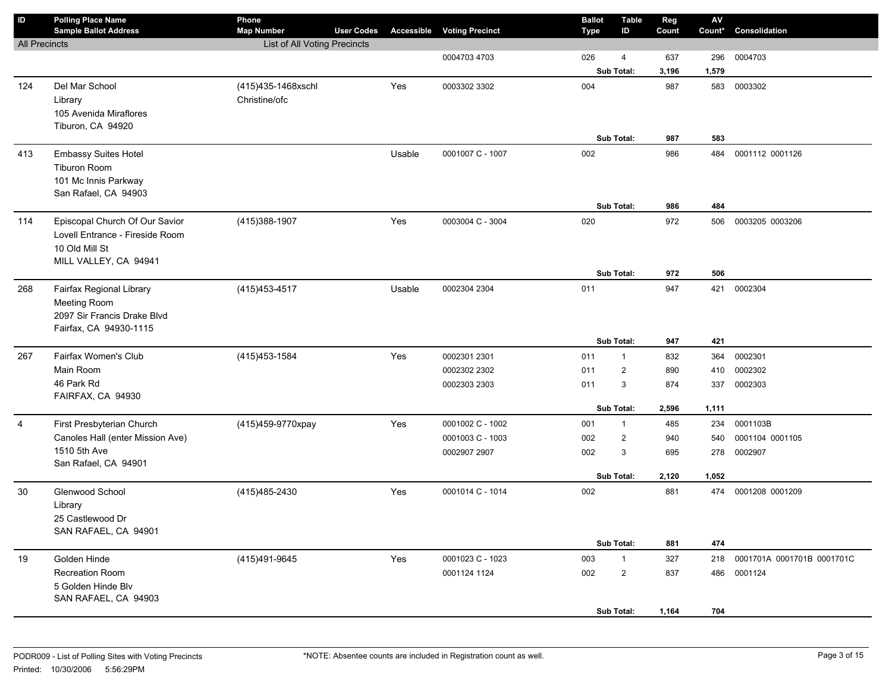| ID | Polling Place Name<br>Sample Ballot Address | Phone<br>Map Number | User Codes | Accessible | Voting Precinct | Ballot Type | Table ID | Reg Count | AV Count* | Consolidation |
|---|---|---|---|---|---|---|---|---|---|---|
| All Precincts | | List of All Voting Precincts | | | | | | | | |
| | | | | | 0004703 4703 | 026 | 4 | 637 | 296 | 0004703 |
| | | | | | | | **Sub Total:** | **3,196** | **1,579** | |
| 124 | Del Mar School<br>Library<br>105 Avenida Miraflores<br>Tiburon, CA 94920 | (415)435-1468xschl<br>Christine/ofc | | Yes | 0003302 3302 | 004 | | 987 | 583 | 0003302 |
| | | | | | | | **Sub Total:** | **987** | **583** | |
| 413 | Embassy Suites Hotel<br>Tiburon Room<br>101 Mc Innis Parkway<br>San Rafael, CA 94903 | | | Usable | 0001007 C - 1007 | 002 | | 986 | 484 | 0001112 0001126 |
| | | | | | | | **Sub Total:** | **986** | **484** | |
| 114 | Episcopal Church Of Our Savior<br>Lovell Entrance - Fireside Room<br>10 Old Mill St<br>MILL VALLEY, CA 94941 | (415)388-1907 | | Yes | 0003004 C - 3004 | 020 | | 972 | 506 | 0003205 0003206 |
| | | | | | | | **Sub Total:** | **972** | **506** | |
| 268 | Fairfax Regional Library<br>Meeting Room<br>2097 Sir Francis Drake Blvd<br>Fairfax, CA 94930-1115 | (415)453-4517 | | Usable | 0002304 2304 | 011 | | 947 | 421 | 0002304 |
| | | | | | | | **Sub Total:** | **947** | **421** | |
| 267 | Fairfax Women's Club<br>Main Room<br>46 Park Rd<br>FAIRFAX, CA 94930 | (415)453-1584 | | Yes | 0002301 2301 | 011 | 1 | 832 | 364 | 0002301 |
| | | | | | 0002302 2302 | 011 | 2 | 890 | 410 | 0002302 |
| | | | | | 0002303 2303 | 011 | 3 | 874 | 337 | 0002303 |
| | | | | | | | **Sub Total:** | **2,596** | **1,111** | |
| 4 | First Presbyterian Church<br>Canoles Hall (enter Mission Ave)<br>1510 5th Ave<br>San Rafael, CA 94901 | (415)459-9770xpay | | Yes | 0001002 C - 1002 | 001 | 1 | 485 | 234 | 0001103B |
| | | | | | 0001003 C - 1003 | 002 | 2 | 940 | 540 | 0001104 0001105 |
| | | | | | 0002907 2907 | 002 | 3 | 695 | 278 | 0002907 |
| | | | | | | | **Sub Total:** | **2,120** | **1,052** | |
| 30 | Glenwood School<br>Library<br>25 Castlewood Dr<br>SAN RAFAEL, CA 94901 | (415)485-2430 | | Yes | 0001014 C - 1014 | 002 | | 881 | 474 | 0001208 0001209 |
| | | | | | | | **Sub Total:** | **881** | **474** | |
| 19 | Golden Hinde<br>Recreation Room<br>5 Golden Hinde Blv<br>SAN RAFAEL, CA 94903 | (415)491-9645 | | Yes | 0001023 C - 1023 | 003 | 1 | 327 | 218 | 0001701A 0001701B 0001701C |
| | | | | | 0001124 1124 | 002 | 2 | 837 | 486 | 0001124 |
| | | | | | | | **Sub Total:** | **1,164** | **704** | |

PODR009 - List of Polling Sites with Voting Precincts

Printed: 10/30/2006 5:56:29PM

*NOTE: Absentee counts are included in Registration count as well.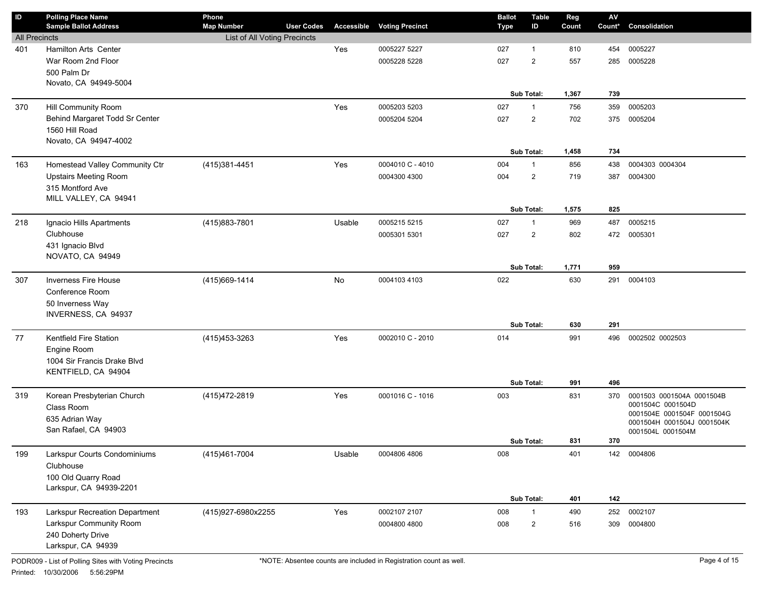| ID | Polling Place Name<br>Sample Ballot Address | Phone<br>Map Number | User Codes | Accessible | Voting Precinct | Ballot Type | Table ID | Reg Count | AV Count* | Consolidation |
|---|---|---|---|---|---|---|---|---|---|---|
| All Precincts | | List of All Voting Precincts | | | | | | | | |
| 401 | Hamilton Arts Center | | | Yes | 0005227 5227 | 027 | 1 | 810 | 454 | 0005227 |
| | War Room 2nd Floor | | | | 0005228 5228 | 027 | 2 | 557 | 285 | 0005228 |
| | 500 Palm Dr | | | | | | | | | |
| | Novato, CA 94949-5004 | | | | | | | | | |
| | | | | | | | **Sub Total:** | **1,367** | **739** | |
| 370 | Hill Community Room | | | Yes | 0005203 5203 | 027 | 1 | 756 | 359 | 0005203 |
| | Behind Margaret Todd Sr Center | | | | 0005204 5204 | 027 | 2 | 702 | 375 | 0005204 |
| | 1560 Hill Road | | | | | | | | | |
| | Novato, CA 94947-4002 | | | | | | | | | |
| | | | | | | | **Sub Total:** | **1,458** | **734** | |
| 163 | Homestead Valley Community Ctr | (415)381-4451 | | Yes | 0004010 C - 4010 | 004 | 1 | 856 | 438 | 0004303 0004304 |
| | Upstairs Meeting Room | | | | 0004300 4300 | 004 | 2 | 719 | 387 | 0004300 |
| | 315 Montford Ave | | | | | | | | | |
| | MILL VALLEY, CA 94941 | | | | | | | | | |
| | | | | | | | **Sub Total:** | **1,575** | **825** | |
| 218 | Ignacio Hills Apartments | (415)883-7801 | | Usable | 0005215 5215 | 027 | 1 | 969 | 487 | 0005215 |
| | Clubhouse | | | | 0005301 5301 | 027 | 2 | 802 | 472 | 0005301 |
| | 431 Ignacio Blvd | | | | | | | | | |
| | NOVATO, CA 94949 | | | | | | | | | |
| | | | | | | | **Sub Total:** | **1,771** | **959** | |
| 307 | Inverness Fire House | (415)669-1414 | | No | 0004103 4103 | 022 | | 630 | 291 | 0004103 |
| | Conference Room | | | | | | | | | |
| | 50 Inverness Way | | | | | | | | | |
| | INVERNESS, CA 94937 | | | | | | | | | |
| | | | | | | | **Sub Total:** | **630** | **291** | |
| 77 | Kentfield Fire Station | (415)453-3263 | | Yes | 0002010 C - 2010 | 014 | | 991 | 496 | 0002502 0002503 |
| | Engine Room | | | | | | | | | |
| | 1004 Sir Francis Drake Blvd | | | | | | | | | |
| | KENTFIELD, CA 94904 | | | | | | | | | |
| | | | | | | | **Sub Total:** | **991** | **496** | |
| 319 | Korean Presbyterian Church | (415)472-2819 | | Yes | 0001016 C - 1016 | 003 | | 831 | 370 | 0001503 0001504A 0001504B 0001504C 0001504D 0001504E 0001504F 0001504G 0001504H 0001504J 0001504K 0001504L 0001504M |
| | Class Room | | | | | | | | | |
| | 635 Adrian Way | | | | | | | | | |
| | San Rafael, CA 94903 | | | | | | | | | |
| | | | | | | | **Sub Total:** | **831** | **370** | |
| 199 | Larkspur Courts Condominiums | (415)461-7004 | | Usable | 0004806 4806 | 008 | | 401 | 142 | 0004806 |
| | Clubhouse | | | | | | | | | |
| | 100 Old Quarry Road | | | | | | | | | |
| | Larkspur, CA 94939-2201 | | | | | | | | | |
| | | | | | | | **Sub Total:** | **401** | **142** | |
| 193 | Larkspur Recreation Department | (415)927-6980x2255 | | Yes | 0002107 2107 | 008 | 1 | 490 | 252 | 0002107 |
| | Larkspur Community Room | | | | 0004800 4800 | 008 | 2 | 516 | 309 | 0004800 |
| | 240 Doherty Drive | | | | | | | | | |
| | Larkspur, CA 94939 | | | | | | | | | |

PODR009 - List of Polling Sites with Voting Precincts

Printed: 10/30/2006 5:56:29PM

*NOTE: Absentee counts are included in Registration count as well.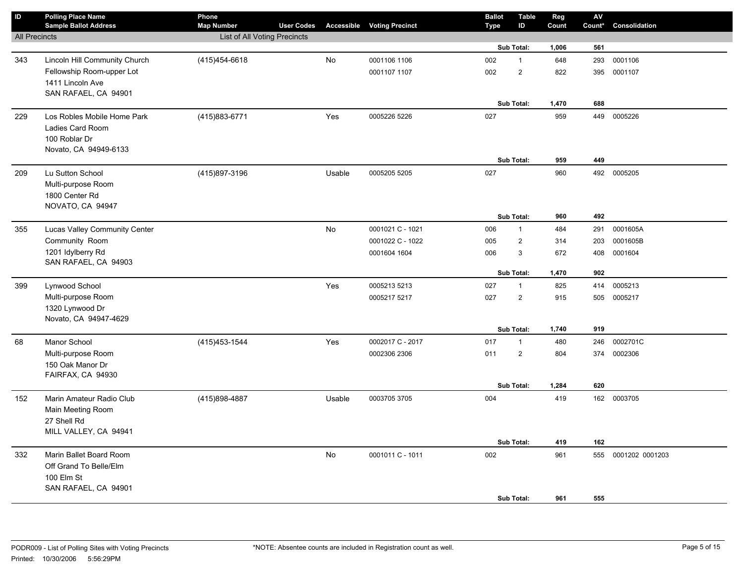| ID | Polling Place Name / Sample Ballot Address | Phone / Map Number | User Codes | Accessible | Voting Precinct | Ballot Type | Table ID | Reg Count | AV Count* | Consolidation |
|---|---|---|---|---|---|---|---|---|---|---|
| All Precincts | | List of All Voting Precincts | | | | | | | | |
| | | | | | | | Sub Total: | 1,006 | 561 | |
| 343 | Lincoln Hill Community Church | (415)454-6618 | | No | 0001106 1106 | 002 | 1 | 648 | 293 | 0001106 |
| | Fellowship Room-upper Lot | | | | 0001107 1107 | 002 | 2 | 822 | 395 | 0001107 |
| | 1411 Lincoln Ave | | | | | | | | | |
| | SAN RAFAEL, CA 94901 | | | | | | | | | |
| | | | | | | | Sub Total: | 1,470 | 688 | |
| 229 | Los Robles Mobile Home Park | (415)883-6771 | | Yes | 0005226 5226 | 027 | | 959 | 449 | 0005226 |
| | Ladies Card Room | | | | | | | | | |
| | 100 Roblar Dr | | | | | | | | | |
| | Novato, CA 94949-6133 | | | | | | | | | |
| | | | | | | | Sub Total: | 959 | 449 | |
| 209 | Lu Sutton School | (415)897-3196 | | Usable | 0005205 5205 | 027 | | 960 | 492 | 0005205 |
| | Multi-purpose Room | | | | | | | | | |
| | 1800 Center Rd | | | | | | | | | |
| | NOVATO, CA 94947 | | | | | | | | | |
| | | | | | | | Sub Total: | 960 | 492 | |
| 355 | Lucas Valley Community Center | | | No | 0001021 C - 1021 | 006 | 1 | 484 | 291 | 0001605A |
| | Community Room | | | | 0001022 C - 1022 | 005 | 2 | 314 | 203 | 0001605B |
| | 1201 Idylberry Rd | | | | 0001604 1604 | 006 | 3 | 672 | 408 | 0001604 |
| | SAN RAFAEL, CA 94903 | | | | | | | | | |
| | | | | | | | Sub Total: | 1,470 | 902 | |
| 399 | Lynwood School | | | Yes | 0005213 5213 | 027 | 1 | 825 | 414 | 0005213 |
| | Multi-purpose Room | | | | 0005217 5217 | 027 | 2 | 915 | 505 | 0005217 |
| | 1320 Lynwood Dr | | | | | | | | | |
| | Novato, CA 94947-4629 | | | | | | | | | |
| | | | | | | | Sub Total: | 1,740 | 919 | |
| 68 | Manor School | (415)453-1544 | | Yes | 0002017 C - 2017 | 017 | 1 | 480 | 246 | 0002701C |
| | Multi-purpose Room | | | | 0002306 2306 | 011 | 2 | 804 | 374 | 0002306 |
| | 150 Oak Manor Dr | | | | | | | | | |
| | FAIRFAX, CA 94930 | | | | | | | | | |
| | | | | | | | Sub Total: | 1,284 | 620 | |
| 152 | Marin Amateur Radio Club | (415)898-4887 | | Usable | 0003705 3705 | 004 | | 419 | 162 | 0003705 |
| | Main Meeting Room | | | | | | | | | |
| | 27 Shell Rd | | | | | | | | | |
| | MILL VALLEY, CA 94941 | | | | | | | | | |
| | | | | | | | Sub Total: | 419 | 162 | |
| 332 | Marin Ballet Board Room | | | No | 0001011 C - 1011 | 002 | | 961 | 555 | 0001202 0001203 |
| | Off Grand To Belle/Elm | | | | | | | | | |
| | 100 Elm St | | | | | | | | | |
| | SAN RAFAEL, CA 94901 | | | | | | | | | |
| | | | | | | | Sub Total: | 961 | 555 | |

PODR009 - List of Polling Sites with Voting Precincts

Printed: 10/30/2006 5:56:29PM

*NOTE: Absentee counts are included in Registration count as well.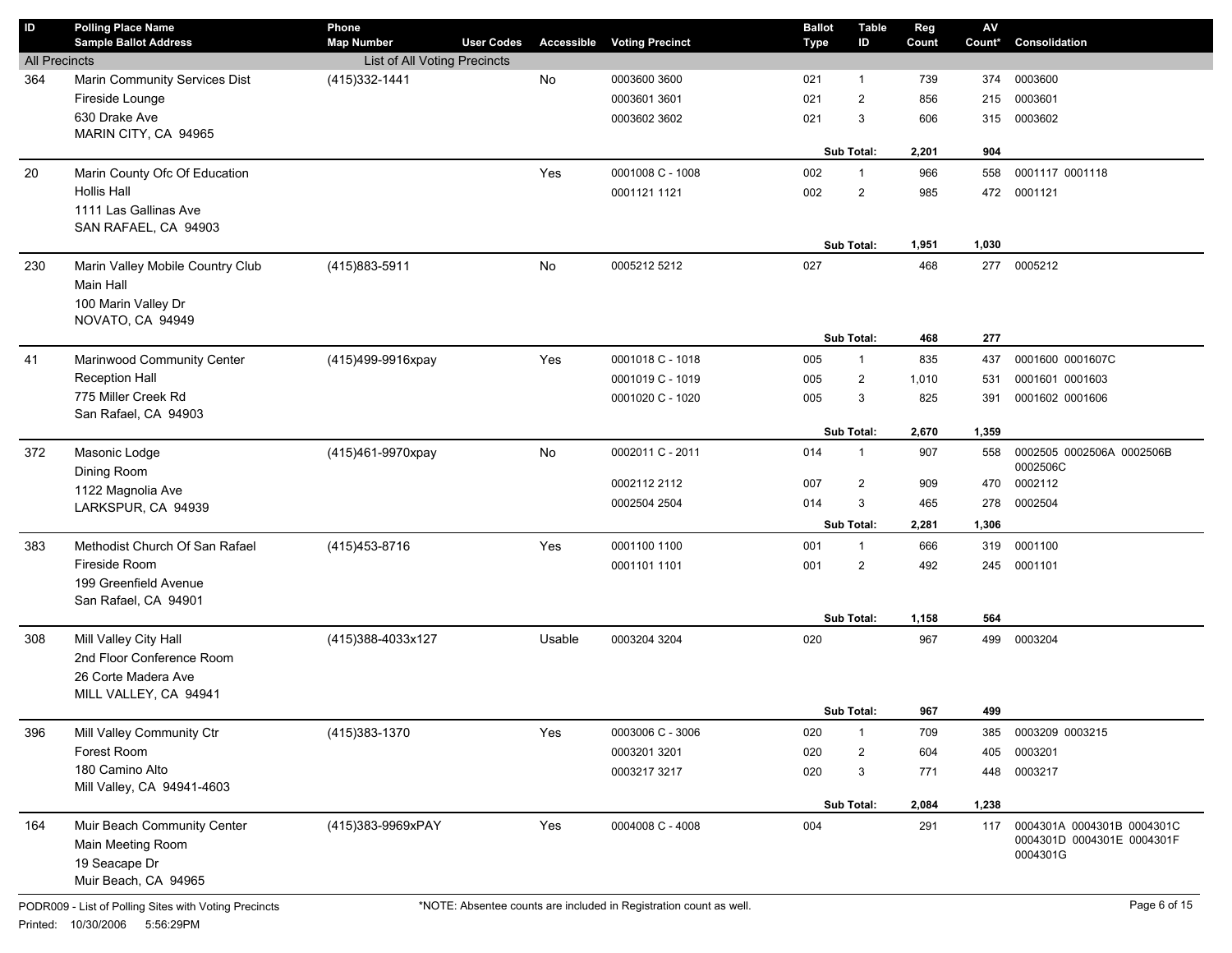| ID | Polling Place Name / Sample Ballot Address | Phone / Map Number | User Codes | Accessible | Voting Precinct | Ballot Type | Table ID | Reg Count | AV Count* | Consolidation |
|---|---|---|---|---|---|---|---|---|---|---|
| All Precincts | | List of All Voting Precincts | | | | | | | | |
| 364 | Marin Community Services Dist | (415)332-1441 | | No | 0003600 3600 | 021 | 1 | 739 | 374 | 0003600 |
| | Fireside Lounge | | | | 0003601 3601 | 021 | 2 | 856 | 215 | 0003601 |
| | 630 Drake Ave | | | | 0003602 3602 | 021 | 3 | 606 | 315 | 0003602 |
| | MARIN CITY, CA 94965 | | | | | | | | | |
| | | | | | | | **Sub Total:** | **2,201** | **904** | |
| 20 | Marin County Ofc Of Education | | | Yes | 0001008 C - 1008 | 002 | 1 | 966 | 558 | 0001117 0001118 |
| | Hollis Hall | | | | 0001121 1121 | 002 | 2 | 985 | 472 | 0001121 |
| | 1111 Las Gallinas Ave | | | | | | | | | |
| | SAN RAFAEL, CA 94903 | | | | | | | | | |
| | | | | | | | **Sub Total:** | **1,951** | **1,030** | |
| 230 | Marin Valley Mobile Country Club | (415)883-5911 | | No | 0005212 5212 | 027 | | 468 | 277 | 0005212 |
| | Main Hall | | | | | | | | | |
| | 100 Marin Valley Dr | | | | | | | | | |
| | NOVATO, CA 94949 | | | | | | | | | |
| | | | | | | | **Sub Total:** | **468** | **277** | |
| 41 | Marinwood Community Center | (415)499-9916xpay | | Yes | 0001018 C - 1018 | 005 | 1 | 835 | 437 | 0001600 0001607C |
| | Reception Hall | | | | 0001019 C - 1019 | 005 | 2 | 1,010 | 531 | 0001601 0001603 |
| | 775 Miller Creek Rd | | | | 0001020 C - 1020 | 005 | 3 | 825 | 391 | 0001602 0001606 |
| | San Rafael, CA 94903 | | | | | | | | | |
| | | | | | | | **Sub Total:** | **2,670** | **1,359** | |
| 372 | Masonic Lodge | (415)461-9970xpay | | No | 0002011 C - 2011 | 014 | 1 | 907 | 558 | 0002505 0002506A 0002506B 0002506C |
| | Dining Room | | | | 0002112 2112 | 007 | 2 | 909 | 470 | 0002112 |
| | 1122 Magnolia Ave | | | | 0002504 2504 | 014 | 3 | 465 | 278 | 0002504 |
| | LARKSPUR, CA 94939 | | | | | | | | | |
| | | | | | | | **Sub Total:** | **2,281** | **1,306** | |
| 383 | Methodist Church Of San Rafael | (415)453-8716 | | Yes | 0001100 1100 | 001 | 1 | 666 | 319 | 0001100 |
| | Fireside Room | | | | 0001101 1101 | 001 | 2 | 492 | 245 | 0001101 |
| | 199 Greenfield Avenue | | | | | | | | | |
| | San Rafael, CA 94901 | | | | | | | | | |
| | | | | | | | **Sub Total:** | **1,158** | **564** | |
| 308 | Mill Valley City Hall | (415)388-4033x127 | | Usable | 0003204 3204 | 020 | | 967 | 499 | 0003204 |
| | 2nd Floor Conference Room | | | | | | | | | |
| | 26 Corte Madera Ave | | | | | | | | | |
| | MILL VALLEY, CA 94941 | | | | | | | | | |
| | | | | | | | **Sub Total:** | **967** | **499** | |
| 396 | Mill Valley Community Ctr | (415)383-1370 | | Yes | 0003006 C - 3006 | 020 | 1 | 709 | 385 | 0003209 0003215 |
| | Forest Room | | | | 0003201 3201 | 020 | 2 | 604 | 405 | 0003201 |
| | 180 Camino Alto | | | | 0003217 3217 | 020 | 3 | 771 | 448 | 0003217 |
| | Mill Valley, CA 94941-4603 | | | | | | | | | |
| | | | | | | | **Sub Total:** | **2,084** | **1,238** | |
| 164 | Muir Beach Community Center | (415)383-9969xPAY | | Yes | 0004008 C - 4008 | 004 | | 291 | 117 | 0004301A 0004301B 0004301C 0004301D 0004301E 0004301F 0004301G |
| | Main Meeting Room | | | | | | | | | |
| | 19 Seacape Dr | | | | | | | | | |
| | Muir Beach, CA 94965 | | | | | | | | | |

*NOTE: Absentee counts are included in Registration count as well.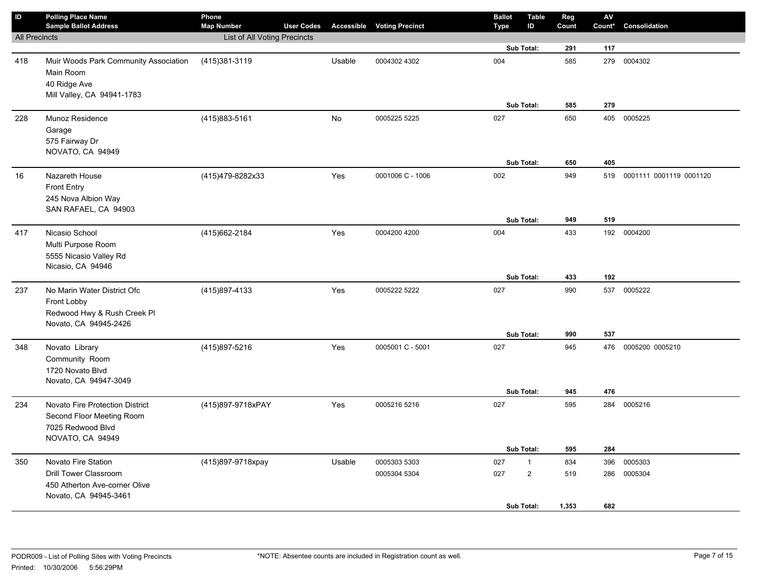| ID | Polling Place Name<br>Sample Ballot Address | Phone<br>Map Number | User Codes | Accessible | Voting Precinct | Ballot Type | Table ID | Reg Count | AV Count* | Consolidation |
|---|---|---|---|---|---|---|---|---|---|---|
| All Precincts | | List of All Voting Precincts | | | | | | | | |
| | | | | | | | Sub Total: | 291 | 117 | |
| 418 | Muir Woods Park Community Association<br>Main Room<br>40 Ridge Ave<br>Mill Valley, CA 94941-1783 | (415)381-3119 | | Usable | 0004302 4302 | 004 | | 585 | 279 | 0004302 |
| | | | | | | | Sub Total: | 585 | 279 | |
| 228 | Munoz Residence<br>Garage<br>575 Fairway Dr<br>NOVATO, CA 94949 | (415)883-5161 | | No | 0005225 5225 | 027 | | 650 | 405 | 0005225 |
| | | | | | | | Sub Total: | 650 | 405 | |
| 16 | Nazareth House<br>Front Entry<br>245 Nova Albion Way<br>SAN RAFAEL, CA 94903 | (415)479-8282x33 | | Yes | 0001006 C - 1006 | 002 | | 949 | 519 | 0001111 0001119 0001120 |
| | | | | | | | Sub Total: | 949 | 519 | |
| 417 | Nicasio School<br>Multi Purpose Room<br>5555 Nicasio Valley Rd<br>Nicasio, CA 94946 | (415)662-2184 | | Yes | 0004200 4200 | 004 | | 433 | 192 | 0004200 |
| | | | | | | | Sub Total: | 433 | 192 | |
| 237 | No Marin Water District Ofc<br>Front Lobby<br>Redwood Hwy & Rush Creek Pl<br>Novato, CA 94945-2426 | (415)897-4133 | | Yes | 0005222 5222 | 027 | | 990 | 537 | 0005222 |
| | | | | | | | Sub Total: | 990 | 537 | |
| 348 | Novato Library<br>Community Room<br>1720 Novato Blvd<br>Novato, CA 94947-3049 | (415)897-5216 | | Yes | 0005001 C - 5001 | 027 | | 945 | 476 | 0005200 0005210 |
| | | | | | | | Sub Total: | 945 | 476 | |
| 234 | Novato Fire Protection District<br>Second Floor Meeting Room<br>7025 Redwood Blvd<br>NOVATO, CA 94949 | (415)897-9718xPAY | | Yes | 0005216 5216 | 027 | | 595 | 284 | 0005216 |
| | | | | | | | Sub Total: | 595 | 284 | |
| 350 | Novato Fire Station<br>Drill Tower Classroom<br>450 Atherton Ave-corner Olive<br>Novato, CA 94945-3461 | (415)897-9718xpay | | Usable | 0005303 5303 | 027 | 1 | 834 | 396 | 0005303 |
| | | | | | 0005304 5304 | 027 | 2 | 519 | 286 | 0005304 |
| | | | | | | | Sub Total: | 1,353 | 682 | |

PODR009 - List of Polling Sites with Voting Precincts
Printed: 10/30/2006 5:56:29PM

*NOTE: Absentee counts are included in Registration count as well.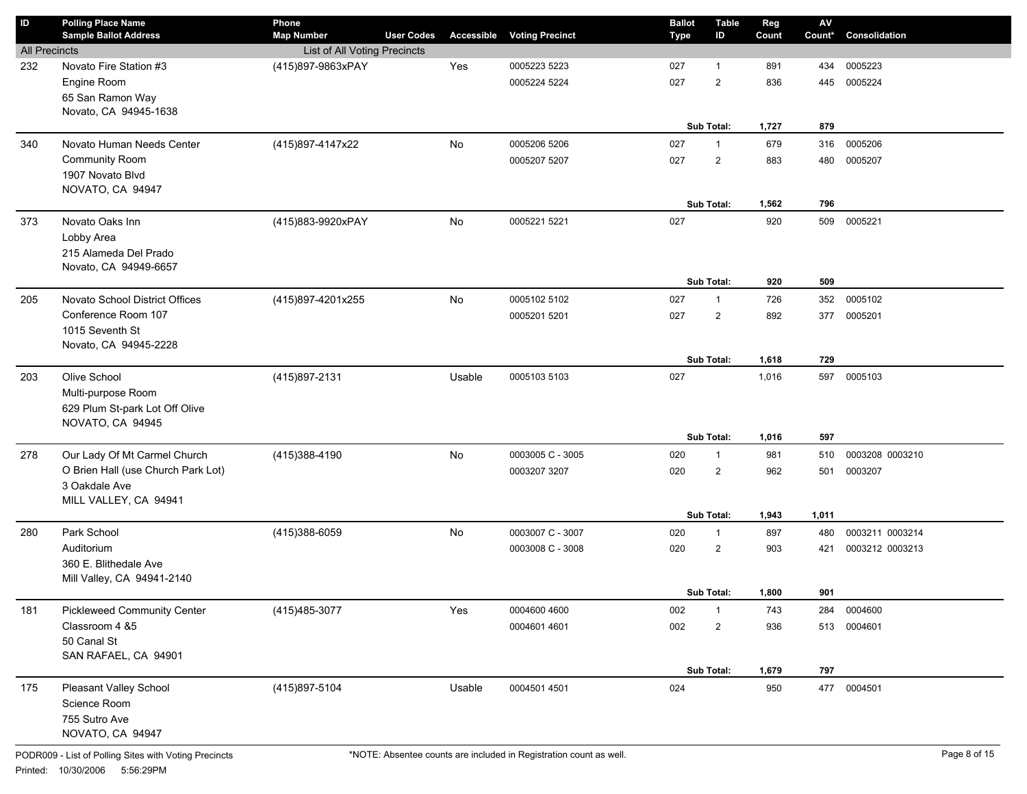| ID | Polling Place Name<br>Sample Ballot Address | Phone<br>Map Number | User Codes | Accessible | Voting Precinct | Ballot Type | Table ID | Reg Count | AV Count* | Consolidation |
|---|---|---|---|---|---|---|---|---|---|---|
| All Precincts | | List of All Voting Precincts | | | | | | | | |
| 232 | Novato Fire Station #3<br>Engine Room<br>65 San Ramon Way<br>Novato, CA 94945-1638 | (415)897-9863xPAY | | Yes | 0005223 5223 | 027 | 1 | 891 | 434 | 0005223 |
| | | | | | 0005224 5224 | 027 | 2 | 836 | 445 | 0005224 |
| | | | | | | | **Sub Total:** | **1,727** | **879** | |
| 340 | Novato Human Needs Center<br>Community Room<br>1907 Novato Blvd<br>NOVATO, CA 94947 | (415)897-4147x22 | | No | 0005206 5206 | 027 | 1 | 679 | 316 | 0005206 |
| | | | | | 0005207 5207 | 027 | 2 | 883 | 480 | 0005207 |
| | | | | | | | **Sub Total:** | **1,562** | **796** | |
| 373 | Novato Oaks Inn<br>Lobby Area<br>215 Alameda Del Prado<br>Novato, CA 94949-6657 | (415)883-9920xPAY | | No | 0005221 5221 | 027 | | 920 | 509 | 0005221 |
| | | | | | | | **Sub Total:** | **920** | **509** | |
| 205 | Novato School District Offices<br>Conference Room 107<br>1015 Seventh St<br>Novato, CA 94945-2228 | (415)897-4201x255 | | No | 0005102 5102 | 027 | 1 | 726 | 352 | 0005102 |
| | | | | | 0005201 5201 | 027 | 2 | 892 | 377 | 0005201 |
| | | | | | | | **Sub Total:** | **1,618** | **729** | |
| 203 | Olive School<br>Multi-purpose Room<br>629 Plum St-park Lot Off Olive<br>NOVATO, CA 94945 | (415)897-2131 | | Usable | 0005103 5103 | 027 | | 1,016 | 597 | 0005103 |
| | | | | | | | **Sub Total:** | **1,016** | **597** | |
| 278 | Our Lady Of Mt Carmel Church<br>O Brien Hall (use Church Park Lot)<br>3 Oakdale Ave<br>MILL VALLEY, CA 94941 | (415)388-4190 | | No | 0003005 C - 3005 | 020 | 1 | 981 | 510 | 0003208 0003210 |
| | | | | | 0003207 3207 | 020 | 2 | 962 | 501 | 0003207 |
| | | | | | | | **Sub Total:** | **1,943** | **1,011** | |
| 280 | Park School<br>Auditorium<br>360 E. Blithedale Ave<br>Mill Valley, CA 94941-2140 | (415)388-6059 | | No | 0003007 C - 3007 | 020 | 1 | 897 | 480 | 0003211 0003214 |
| | | | | | 0003008 C - 3008 | 020 | 2 | 903 | 421 | 0003212 0003213 |
| | | | | | | | **Sub Total:** | **1,800** | **901** | |
| 181 | Pickleweed Community Center<br>Classroom 4 &5<br>50 Canal St<br>SAN RAFAEL, CA 94901 | (415)485-3077 | | Yes | 0004600 4600 | 002 | 1 | 743 | 284 | 0004600 |
| | | | | | 0004601 4601 | 002 | 2 | 936 | 513 | 0004601 |
| | | | | | | | **Sub Total:** | **1,679** | **797** | |
| 175 | Pleasant Valley School<br>Science Room<br>755 Sutro Ave<br>NOVATO, CA 94947 | (415)897-5104 | | Usable | 0004501 4501 | 024 | | 950 | 477 | 0004501 |

PODR009 - List of Polling Sites with Voting Precincts

Printed: 10/30/2006 5:56:29PM

*NOTE: Absentee counts are included in Registration count as well.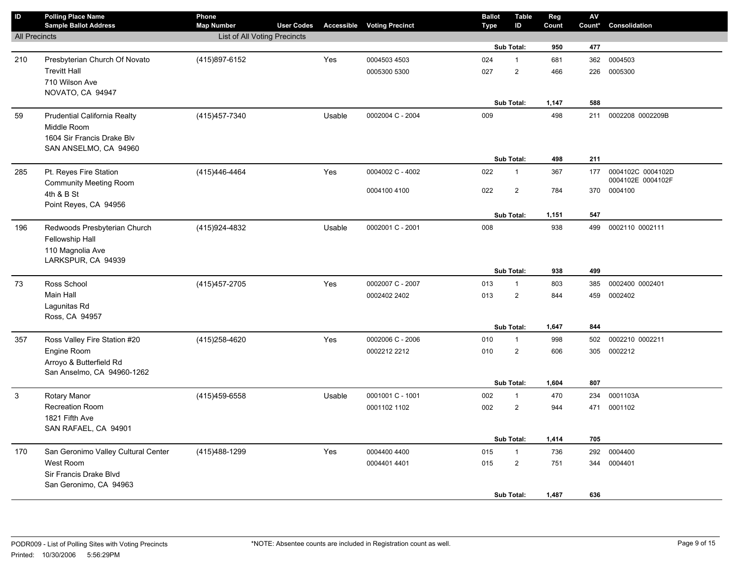| ID | Polling Place Name / Sample Ballot Address | Phone / Map Number | User Codes | Accessible | Voting Precinct | Ballot Type | Table ID | Reg Count | AV Count* | Consolidation |
|---|---|---|---|---|---|---|---|---|---|---|
| All Precincts | | List of All Voting Precincts | | | | | | | | |
| | | | | | | | Sub Total: | 950 | 477 | |
| 210 | Presbyterian Church Of Novato | (415)897-6152 | | Yes | 0004503 4503 | 024 | 1 | 681 | 362 | 0004503 |
| | Trevitt Hall | | | | 0005300 5300 | 027 | 2 | 466 | 226 | 0005300 |
| | 710 Wilson Ave | | | | | | | | | |
| | NOVATO, CA 94947 | | | | | | | | | |
| | | | | | | | Sub Total: | 1,147 | 588 | |
| 59 | Prudential California Realty | (415)457-7340 | | Usable | 0002004 C - 2004 | 009 | | 498 | 211 | 0002208 0002209B |
| | Middle Room | | | | | | | | | |
| | 1604 Sir Francis Drake Blv | | | | | | | | | |
| | SAN ANSELMO, CA 94960 | | | | | | | | | |
| | | | | | | | Sub Total: | 498 | 211 | |
| 285 | Pt. Reyes Fire Station | (415)446-4464 | | Yes | 0004002 C - 4002 | 022 | 1 | 367 | 177 | 0004102C 0004102D 0004102E 0004102F |
| | Community Meeting Room | | | | 0004100 4100 | 022 | 2 | 784 | 370 | 0004100 |
| | 4th & B St | | | | | | | | | |
| | Point Reyes, CA 94956 | | | | | | | | | |
| | | | | | | | Sub Total: | 1,151 | 547 | |
| 196 | Redwoods Presbyterian Church | (415)924-4832 | | Usable | 0002001 C - 2001 | 008 | | 938 | 499 | 0002110 0002111 |
| | Fellowship Hall | | | | | | | | | |
| | 110 Magnolia Ave | | | | | | | | | |
| | LARKSPUR, CA 94939 | | | | | | | | | |
| | | | | | | | Sub Total: | 938 | 499 | |
| 73 | Ross School | (415)457-2705 | | Yes | 0002007 C - 2007 | 013 | 1 | 803 | 385 | 0002400 0002401 |
| | Main Hall | | | | 0002402 2402 | 013 | 2 | 844 | 459 | 0002402 |
| | Lagunitas Rd | | | | | | | | | |
| | Ross, CA 94957 | | | | | | | | | |
| | | | | | | | Sub Total: | 1,647 | 844 | |
| 357 | Ross Valley Fire Station #20 | (415)258-4620 | | Yes | 0002006 C - 2006 | 010 | 1 | 998 | 502 | 0002210 0002211 |
| | Engine Room | | | | 0002212 2212 | 010 | 2 | 606 | 305 | 0002212 |
| | Arroyo & Butterfield Rd | | | | | | | | | |
| | San Anselmo, CA 94960-1262 | | | | | | | | | |
| | | | | | | | Sub Total: | 1,604 | 807 | |
| 3 | Rotary Manor | (415)459-6558 | | Usable | 0001001 C - 1001 | 002 | 1 | 470 | 234 | 0001103A |
| | Recreation Room | | | | 0001102 1102 | 002 | 2 | 944 | 471 | 0001102 |
| | 1821 Fifth Ave | | | | | | | | | |
| | SAN RAFAEL, CA 94901 | | | | | | | | | |
| | | | | | | | Sub Total: | 1,414 | 705 | |
| 170 | San Geronimo Valley Cultural Center | (415)488-1299 | | Yes | 0004400 4400 | 015 | 1 | 736 | 292 | 0004400 |
| | West Room | | | | 0004401 4401 | 015 | 2 | 751 | 344 | 0004401 |
| | Sir Francis Drake Blvd | | | | | | | | | |
| | San Geronimo, CA 94963 | | | | | | | | | |
| | | | | | | | Sub Total: | 1,487 | 636 | |

PODR009 - List of Polling Sites with Voting Precincts
Printed: 10/30/2006 5:56:29PM

*NOTE: Absentee counts are included in Registration count as well.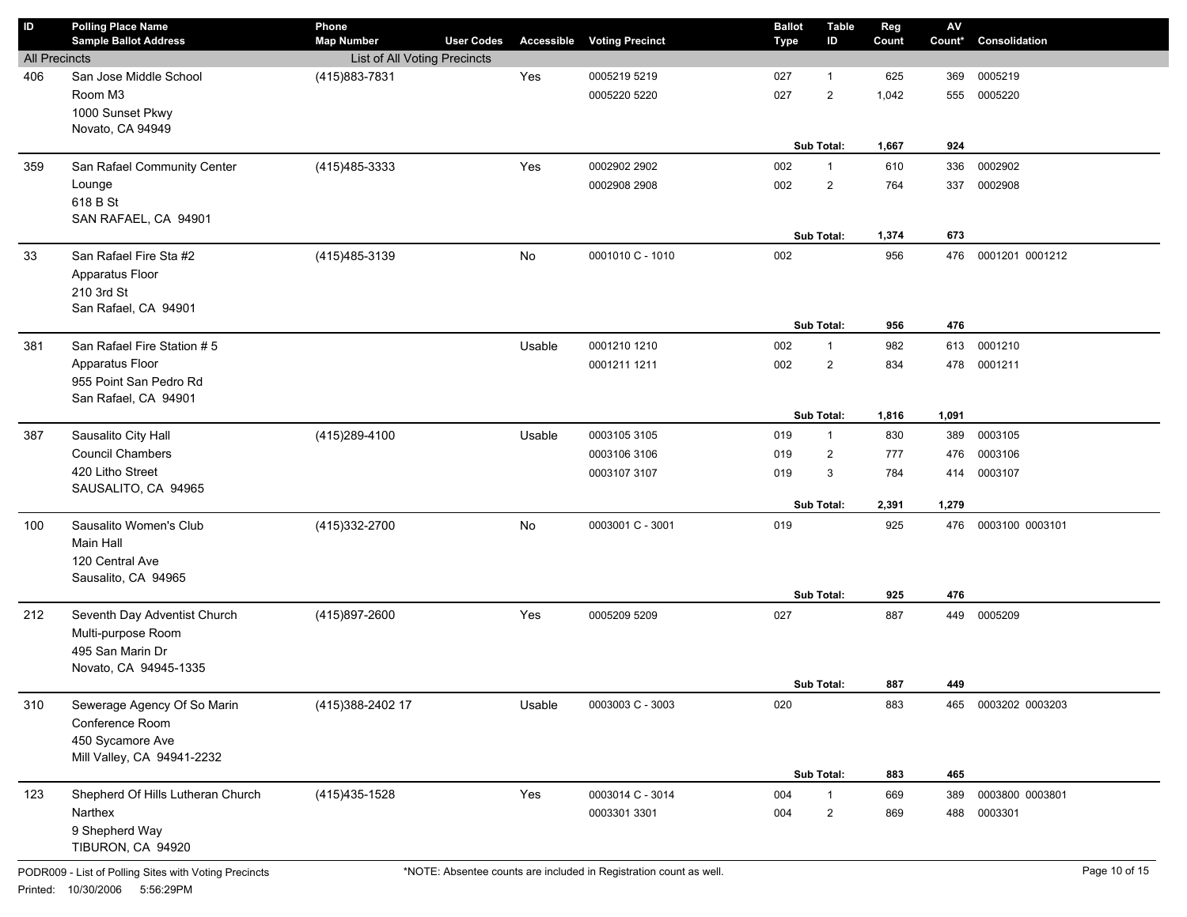| ID | Polling Place Name<br>Sample Ballot Address | Phone<br>Map Number | User Codes | Accessible | Voting Precinct | Ballot Type | Table ID | Reg Count | AV Count* | Consolidation |
|---|---|---|---|---|---|---|---|---|---|---|
| All Precincts | | List of All Voting Precincts | | | | | | | | |
| 406 | San Jose Middle School<br>Room M3<br>1000 Sunset Pkwy<br>Novato, CA 94949 | (415)883-7831 | | Yes | 0005219 5219 | 027 | 1 | 625 | 369 | 0005219 |
| | | | | | 0005220 5220 | 027 | 2 | 1,042 | 555 | 0005220 |
| | | | | | | | **Sub Total:** | **1,667** | **924** | |
| 359 | San Rafael Community Center<br>Lounge<br>618 B St<br>SAN RAFAEL, CA 94901 | (415)485-3333 | | Yes | 0002902 2902 | 002 | 1 | 610 | 336 | 0002902 |
| | | | | | 0002908 2908 | 002 | 2 | 764 | 337 | 0002908 |
| | | | | | | | **Sub Total:** | **1,374** | **673** | |
| 33 | San Rafael Fire Sta #2<br>Apparatus Floor<br>210 3rd St<br>San Rafael, CA 94901 | (415)485-3139 | | No | 0001010 C - 1010 | 002 | | 956 | 476 | 0001201 0001212 |
| | | | | | | | **Sub Total:** | **956** | **476** | |
| 381 | San Rafael Fire Station # 5<br>Apparatus Floor<br>955 Point San Pedro Rd<br>San Rafael, CA 94901 | | | Usable | 0001210 1210 | 002 | 1 | 982 | 613 | 0001210 |
| | | | | | 0001211 1211 | 002 | 2 | 834 | 478 | 0001211 |
| | | | | | | | **Sub Total:** | **1,816** | **1,091** | |
| 387 | Sausalito City Hall<br>Council Chambers<br>420 Litho Street<br>SAUSALITO, CA 94965 | (415)289-4100 | | Usable | 0003105 3105 | 019 | 1 | 830 | 389 | 0003105 |
| | | | | | 0003106 3106 | 019 | 2 | 777 | 476 | 0003106 |
| | | | | | 0003107 3107 | 019 | 3 | 784 | 414 | 0003107 |
| | | | | | | | **Sub Total:** | **2,391** | **1,279** | |
| 100 | Sausalito Women's Club<br>Main Hall<br>120 Central Ave<br>Sausalito, CA 94965 | (415)332-2700 | | No | 0003001 C - 3001 | 019 | | 925 | 476 | 0003100 0003101 |
| | | | | | | | **Sub Total:** | **925** | **476** | |
| 212 | Seventh Day Adventist Church<br>Multi-purpose Room<br>495 San Marin Dr<br>Novato, CA 94945-1335 | (415)897-2600 | | Yes | 0005209 5209 | 027 | | 887 | 449 | 0005209 |
| | | | | | | | **Sub Total:** | **887** | **449** | |
| 310 | Sewerage Agency Of So Marin<br>Conference Room<br>450 Sycamore Ave<br>Mill Valley, CA 94941-2232 | (415)388-2402 17 | | Usable | 0003003 C - 3003 | 020 | | 883 | 465 | 0003202 0003203 |
| | | | | | | | **Sub Total:** | **883** | **465** | |
| 123 | Shepherd Of Hills Lutheran Church<br>Narthex<br>9 Shepherd Way<br>TIBURON, CA 94920 | (415)435-1528 | | Yes | 0003014 C - 3014 | 004 | 1 | 669 | 389 | 0003800 0003801 |
| | | | | | 0003301 3301 | 004 | 2 | 869 | 488 | 0003301 |

PODR009 - List of Polling Sites with Voting Precincts

Printed: 10/30/2006 5:56:29PM

*NOTE: Absentee counts are included in Registration count as well.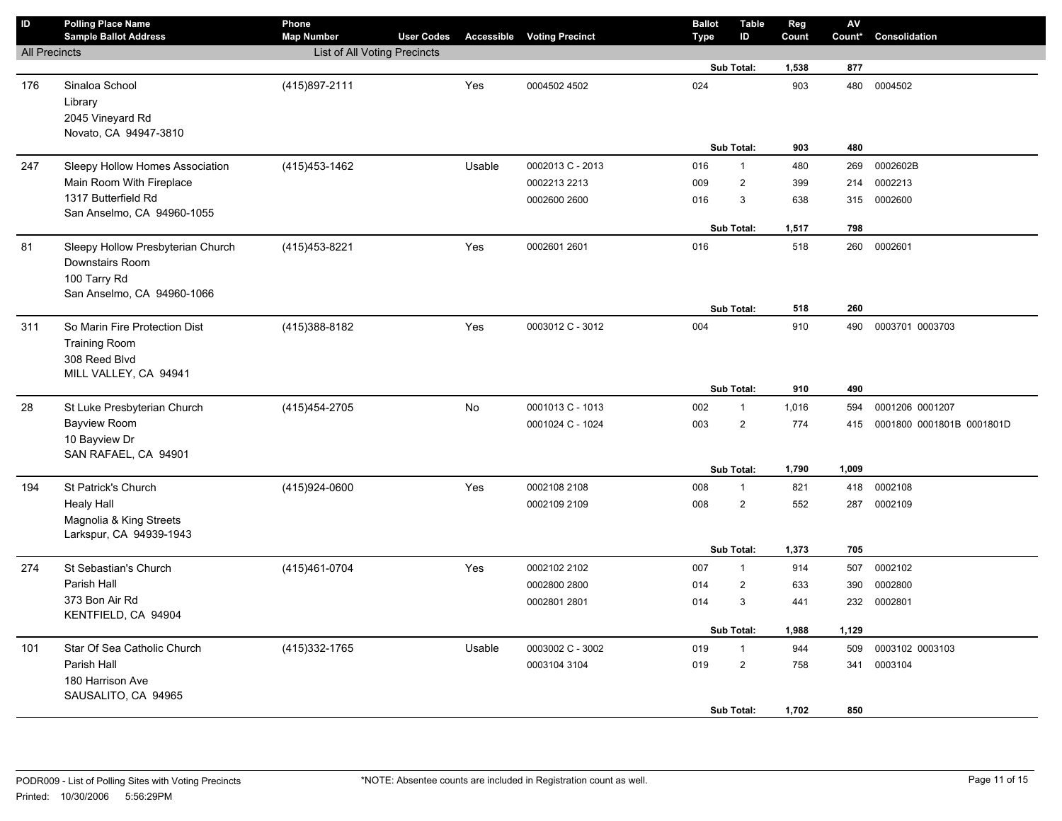| ID | Polling Place Name / Sample Ballot Address | Phone / Map Number | User Codes | Accessible | Voting Precinct | Ballot Type | Table ID | Reg Count | AV Count* | Consolidation |
|---|---|---|---|---|---|---|---|---|---|---|
| All Precincts | | List of All Voting Precincts | | | | | | | | |
| | | | | | | | Sub Total: | 1,538 | 877 | |
| 176 | Sinaloa School<br>Library<br>2045 Vineyard Rd<br>Novato, CA 94947-3810 | (415)897-2111 | | Yes | 0004502 4502 | 024 | | 903 | 480 | 0004502 |
| | | | | | | | Sub Total: | 903 | 480 | |
| 247 | Sleepy Hollow Homes Association<br>Main Room With Fireplace<br>1317 Butterfield Rd<br>San Anselmo, CA 94960-1055 | (415)453-1462 | | Usable | 0002013 C - 2013 | 016 | 1 | 480 | 269 | 0002602B |
| | | | | | 0002213 2213 | 009 | 2 | 399 | 214 | 0002213 |
| | | | | | 0002600 2600 | 016 | 3 | 638 | 315 | 0002600 |
| | | | | | | | Sub Total: | 1,517 | 798 | |
| 81 | Sleepy Hollow Presbyterian Church<br>Downstairs Room<br>100 Tarry Rd<br>San Anselmo, CA 94960-1066 | (415)453-8221 | | Yes | 0002601 2601 | 016 | | 518 | 260 | 0002601 |
| | | | | | | | Sub Total: | 518 | 260 | |
| 311 | So Marin Fire Protection Dist<br>Training Room<br>308 Reed Blvd<br>MILL VALLEY, CA 94941 | (415)388-8182 | | Yes | 0003012 C - 3012 | 004 | | 910 | 490 | 0003701 0003703 |
| | | | | | | | Sub Total: | 910 | 490 | |
| 28 | St Luke Presbyterian Church<br>Bayview Room<br>10 Bayview Dr<br>SAN RAFAEL, CA 94901 | (415)454-2705 | | No | 0001013 C - 1013 | 002 | 1 | 1,016 | 594 | 0001206 0001207 |
| | | | | | 0001024 C - 1024 | 003 | 2 | 774 | 415 | 0001800 0001801B 0001801D |
| | | | | | | | Sub Total: | 1,790 | 1,009 | |
| 194 | St Patrick's Church<br>Healy Hall<br>Magnolia & King Streets<br>Larkspur, CA 94939-1943 | (415)924-0600 | | Yes | 0002108 2108 | 008 | 1 | 821 | 418 | 0002108 |
| | | | | | 0002109 2109 | 008 | 2 | 552 | 287 | 0002109 |
| | | | | | | | Sub Total: | 1,373 | 705 | |
| 274 | St Sebastian's Church<br>Parish Hall<br>373 Bon Air Rd<br>KENTFIELD, CA 94904 | (415)461-0704 | | Yes | 0002102 2102 | 007 | 1 | 914 | 507 | 0002102 |
| | | | | | 0002800 2800 | 014 | 2 | 633 | 390 | 0002800 |
| | | | | | 0002801 2801 | 014 | 3 | 441 | 232 | 0002801 |
| | | | | | | | Sub Total: | 1,988 | 1,129 | |
| 101 | Star Of Sea Catholic Church<br>Parish Hall<br>180 Harrison Ave<br>SAUSALITO, CA 94965 | (415)332-1765 | | Usable | 0003002 C - 3002 | 019 | 1 | 944 | 509 | 0003102 0003103 |
| | | | | | 0003104 3104 | 019 | 2 | 758 | 341 | 0003104 |
| | | | | | | | Sub Total: | 1,702 | 850 | |

PODR009 - List of Polling Sites with Voting Precincts

Printed: 10/30/2006 5:56:29PM

*NOTE: Absentee counts are included in Registration count as well.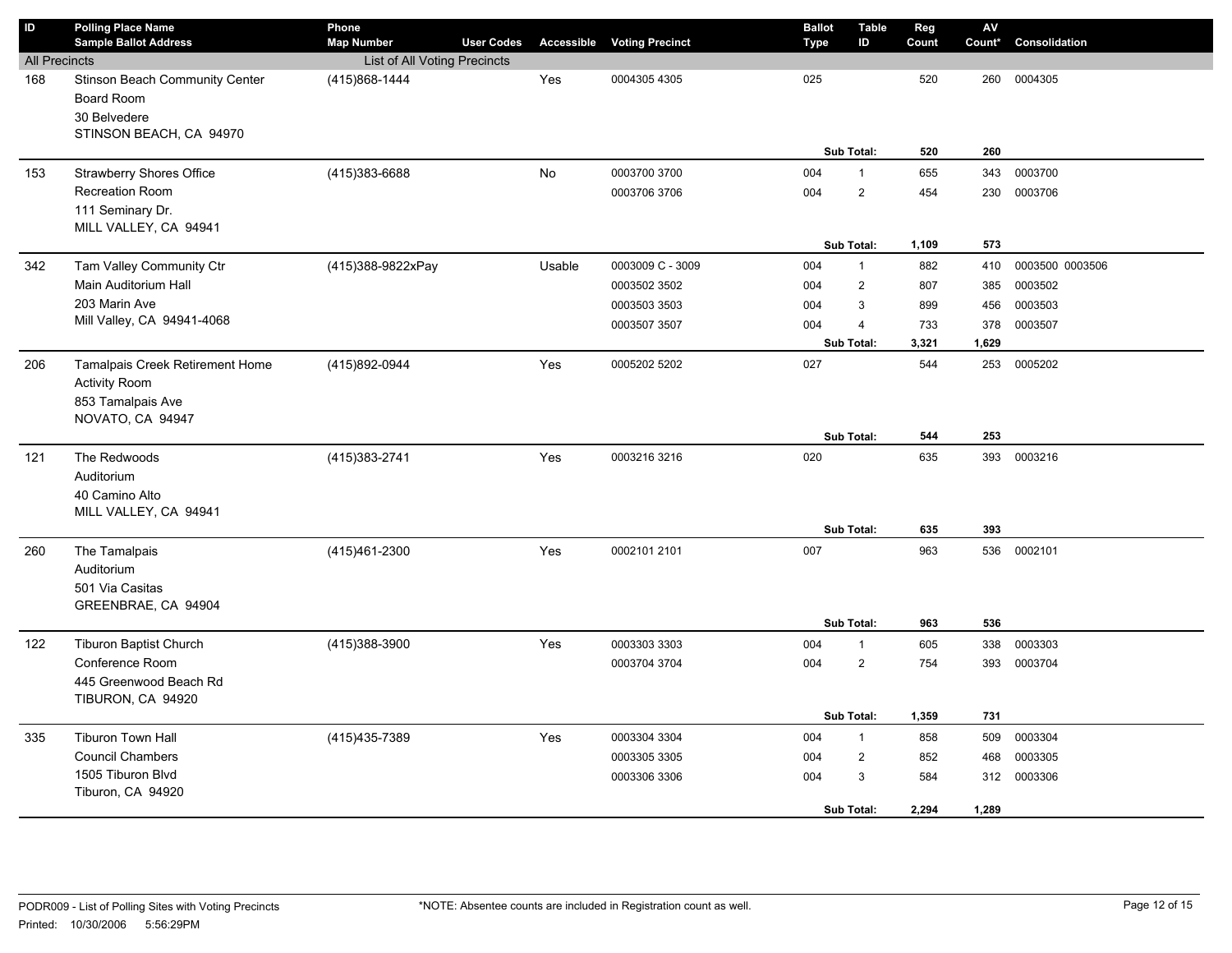| ID | Polling Place Name<br>Sample Ballot Address | Phone<br>Map Number | User Codes | Accessible | Voting Precinct | Ballot Type | Table ID | Reg Count | AV Count* | Consolidation |
|---|---|---|---|---|---|---|---|---|---|---|
| All Precincts | | List of All Voting Precincts | | | | | | | | |
| 168 | Stinson Beach Community Center<br>Board Room<br>30 Belvedere<br>STINSON BEACH, CA 94970 | (415)868-1444 | | Yes | 0004305 4305 | 025 | | 520 | 260 | 0004305 |
| | | | | | | | **Sub Total:** | **520** | **260** | |
| 153 | Strawberry Shores Office<br>Recreation Room<br>111 Seminary Dr.<br>MILL VALLEY, CA 94941 | (415)383-6688 | | No | 0003700 3700 | 004 | 1 | 655 | 343 | 0003700 |
| | | | | | 0003706 3706 | 004 | 2 | 454 | 230 | 0003706 |
| | | | | | | | **Sub Total:** | **1,109** | **573** | |
| 342 | Tam Valley Community Ctr<br>Main Auditorium Hall<br>203 Marin Ave<br>Mill Valley, CA 94941-4068 | (415)388-9822xPay | | Usable | 0003009 C - 3009 | 004 | 1 | 882 | 410 | 0003500 0003506 |
| | | | | | 0003502 3502 | 004 | 2 | 807 | 385 | 0003502 |
| | | | | | 0003503 3503 | 004 | 3 | 899 | 456 | 0003503 |
| | | | | | 0003507 3507 | 004 | 4 | 733 | 378 | 0003507 |
| | | | | | | | **Sub Total:** | **3,321** | **1,629** | |
| 206 | Tamalpais Creek Retirement Home<br>Activity Room<br>853 Tamalpais Ave<br>NOVATO, CA 94947 | (415)892-0944 | | Yes | 0005202 5202 | 027 | | 544 | 253 | 0005202 |
| | | | | | | | **Sub Total:** | **544** | **253** | |
| 121 | The Redwoods<br>Auditorium<br>40 Camino Alto<br>MILL VALLEY, CA 94941 | (415)383-2741 | | Yes | 0003216 3216 | 020 | | 635 | 393 | 0003216 |
| | | | | | | | **Sub Total:** | **635** | **393** | |
| 260 | The Tamalpais<br>Auditorium<br>501 Via Casitas<br>GREENBRAE, CA 94904 | (415)461-2300 | | Yes | 0002101 2101 | 007 | | 963 | 536 | 0002101 |
| | | | | | | | **Sub Total:** | **963** | **536** | |
| 122 | Tiburon Baptist Church<br>Conference Room<br>445 Greenwood Beach Rd<br>TIBURON, CA 94920 | (415)388-3900 | | Yes | 0003303 3303 | 004 | 1 | 605 | 338 | 0003303 |
| | | | | | 0003704 3704 | 004 | 2 | 754 | 393 | 0003704 |
| | | | | | | | **Sub Total:** | **1,359** | **731** | |
| 335 | Tiburon Town Hall<br>Council Chambers<br>1505 Tiburon Blvd<br>Tiburon, CA 94920 | (415)435-7389 | | Yes | 0003304 3304 | 004 | 1 | 858 | 509 | 0003304 |
| | | | | | 0003305 3305 | 004 | 2 | 852 | 468 | 0003305 |
| | | | | | 0003306 3306 | 004 | 3 | 584 | 312 | 0003306 |
| | | | | | | | **Sub Total:** | **2,294** | **1,289** | |

PODR009 - List of Polling Sites with Voting Precincts

*NOTE: Absentee counts are included in Registration count as well.

Printed: 10/30/2006 5:56:29PM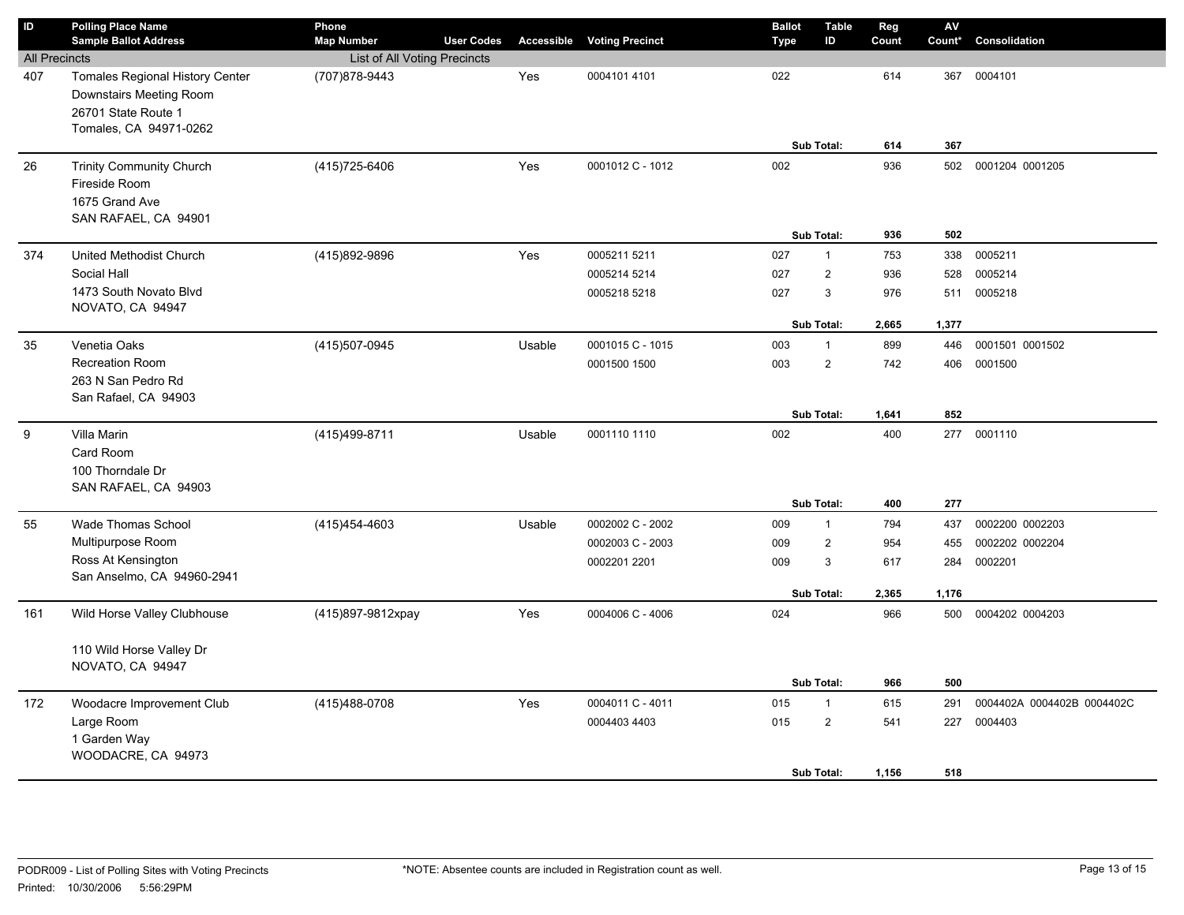| ID | Polling Place Name<br>Sample Ballot Address | Phone<br>Map Number | User Codes | Accessible | Voting Precinct | Ballot Type | Table ID | Reg Count | AV Count* | Consolidation |
|---|---|---|---|---|---|---|---|---|---|---|
| All Precincts | | List of All Voting Precincts | | | | | | | | |
| 407 | Tomales Regional History Center<br>Downstairs Meeting Room<br>26701 State Route 1<br>Tomales, CA 94971-0262 | (707)878-9443 | | Yes | 0004101 4101 | 022 | | 614 | 367 | 0004101 |
| | | | | | | | Sub Total: | 614 | 367 | |
| 26 | Trinity Community Church<br>Fireside Room<br>1675 Grand Ave<br>SAN RAFAEL, CA 94901 | (415)725-6406 | | Yes | 0001012 C - 1012 | 002 | | 936 | 502 | 0001204 0001205 |
| | | | | | | | Sub Total: | 936 | 502 | |
| 374 | United Methodist Church<br>Social Hall<br>1473 South Novato Blvd<br>NOVATO, CA 94947 | (415)892-9896 | | Yes | 0005211 5211 | 027 | 1 | 753 | 338 | 0005211 |
| | | | | | 0005214 5214 | 027 | 2 | 936 | 528 | 0005214 |
| | | | | | 0005218 5218 | 027 | 3 | 976 | 511 | 0005218 |
| | | | | | | | Sub Total: | 2,665 | 1,377 | |
| 35 | Venetia Oaks<br>Recreation Room<br>263 N San Pedro Rd<br>San Rafael, CA 94903 | (415)507-0945 | | Usable | 0001015 C - 1015 | 003 | 1 | 899 | 446 | 0001501 0001502 |
| | | | | | 0001500 1500 | 003 | 2 | 742 | 406 | 0001500 |
| | | | | | | | Sub Total: | 1,641 | 852 | |
| 9 | Villa Marin<br>Card Room<br>100 Thorndale Dr<br>SAN RAFAEL, CA 94903 | (415)499-8711 | | Usable | 0001110 1110 | 002 | | 400 | 277 | 0001110 |
| | | | | | | | Sub Total: | 400 | 277 | |
| 55 | Wade Thomas School<br>Multipurpose Room<br>Ross At Kensington<br>San Anselmo, CA 94960-2941 | (415)454-4603 | | Usable | 0002002 C - 2002 | 009 | 1 | 794 | 437 | 0002200 0002203 |
| | | | | | 0002003 C - 2003 | 009 | 2 | 954 | 455 | 0002202 0002204 |
| | | | | | 0002201 2201 | 009 | 3 | 617 | 284 | 0002201 |
| | | | | | | | Sub Total: | 2,365 | 1,176 | |
| 161 | Wild Horse Valley Clubhouse<br><br>110 Wild Horse Valley Dr<br>NOVATO, CA 94947 | (415)897-9812xpay | | Yes | 0004006 C - 4006 | 024 | | 966 | 500 | 0004202 0004203 |
| | | | | | | | Sub Total: | 966 | 500 | |
| 172 | Woodacre Improvement Club<br>Large Room<br>1 Garden Way<br>WOODACRE, CA 94973 | (415)488-0708 | | Yes | 0004011 C - 4011 | 015 | 1 | 615 | 291 | 0004402A 0004402B 0004402C |
| | | | | | 0004403 4403 | 015 | 2 | 541 | 227 | 0004403 |
| | | | | | | | Sub Total: | 1,156 | 518 | |

PODR009 - List of Polling Sites with Voting Precincts

Printed: 10/30/2006 5:56:29PM

*NOTE: Absentee counts are included in Registration count as well.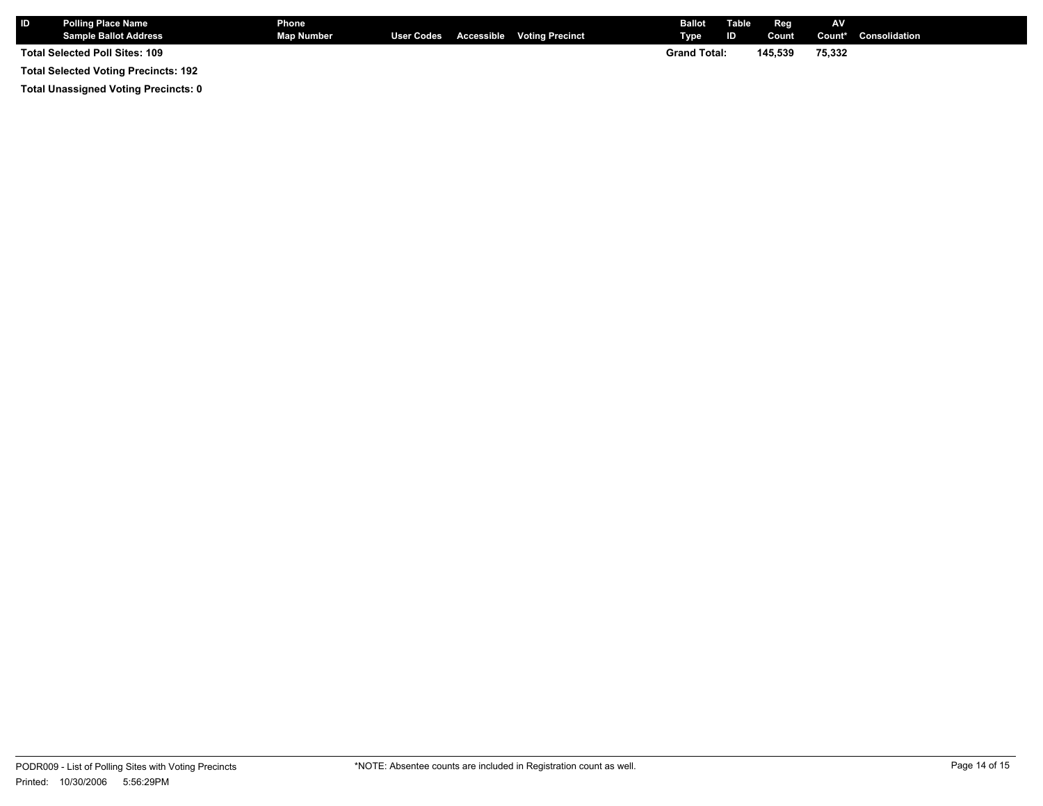| ID | Polling Place Name<br>Sample Ballot Address | Phone<br>Map Number | User Codes | Accessible | Voting Precinct | Ballot Type | Table ID | Reg Count | AV Count* | Consolidation |
|---|---|---|---|---|---|---|---|---|---|---|
| | **Total Selected Poll Sites: 109** | | | | | **Grand Total:** | | **145,539** | **75,332** | |

**Total Selected Voting Precincts: 192**

**Total Unassigned Voting Precincts: 0**

PODR009 - List of Polling Sites with Voting Precincts

Printed: 10/30/2006 5:56:29PM

*NOTE: Absentee counts are included in Registration count as well.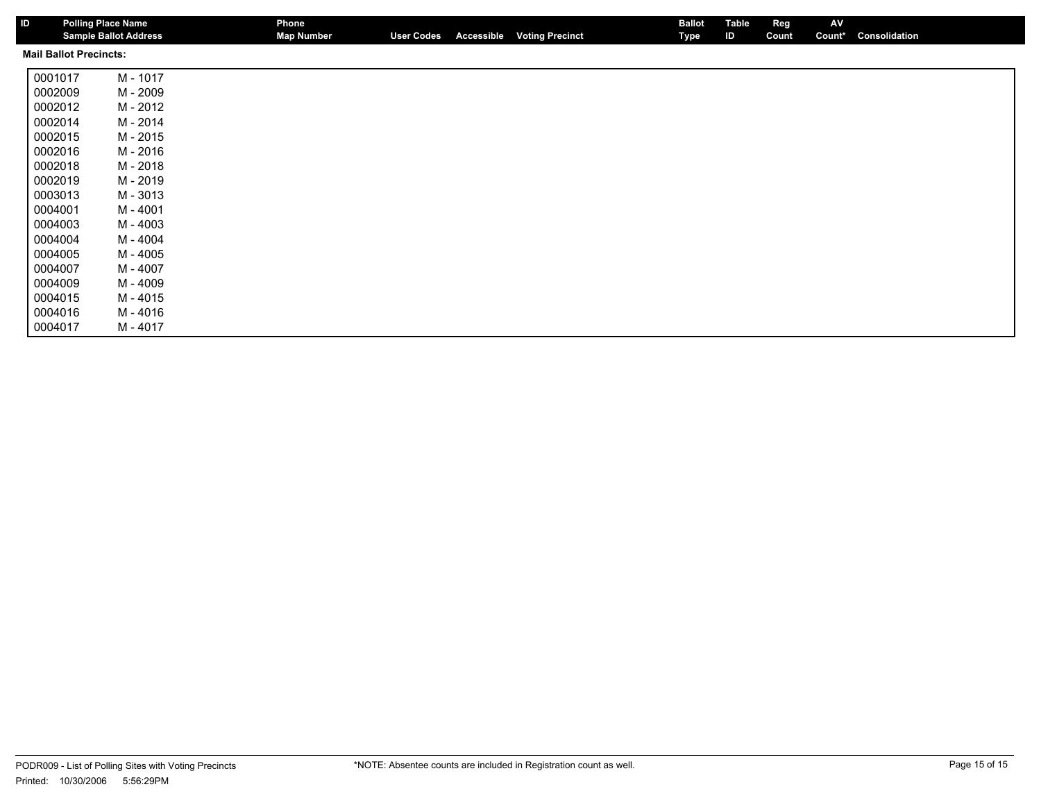| ID | Polling Place Name / Sample Ballot Address | Phone / Map Number | User Codes | Accessible | Voting Precinct | Ballot Type | Table ID | Reg Count | AV Count* | Consolidation |
|---|---|---|---|---|---|---|---|---|---|---|

**Mail Ballot Precincts:**

| | |
|---|---|
| 0001017 | M - 1017 |
| 0002009 | M - 2009 |
| 0002012 | M - 2012 |
| 0002014 | M - 2014 |
| 0002015 | M - 2015 |
| 0002016 | M - 2016 |
| 0002018 | M - 2018 |
| 0002019 | M - 2019 |
| 0003013 | M - 3013 |
| 0004001 | M - 4001 |
| 0004003 | M - 4003 |
| 0004004 | M - 4004 |
| 0004005 | M - 4005 |
| 0004007 | M - 4007 |
| 0004009 | M - 4009 |
| 0004015 | M - 4015 |
| 0004016 | M - 4016 |
| 0004017 | M - 4017 |

PODR009 - List of Polling Sites with Voting Precincts

Printed: 10/30/2006 5:56:29PM

*NOTE: Absentee counts are included in Registration count as well.